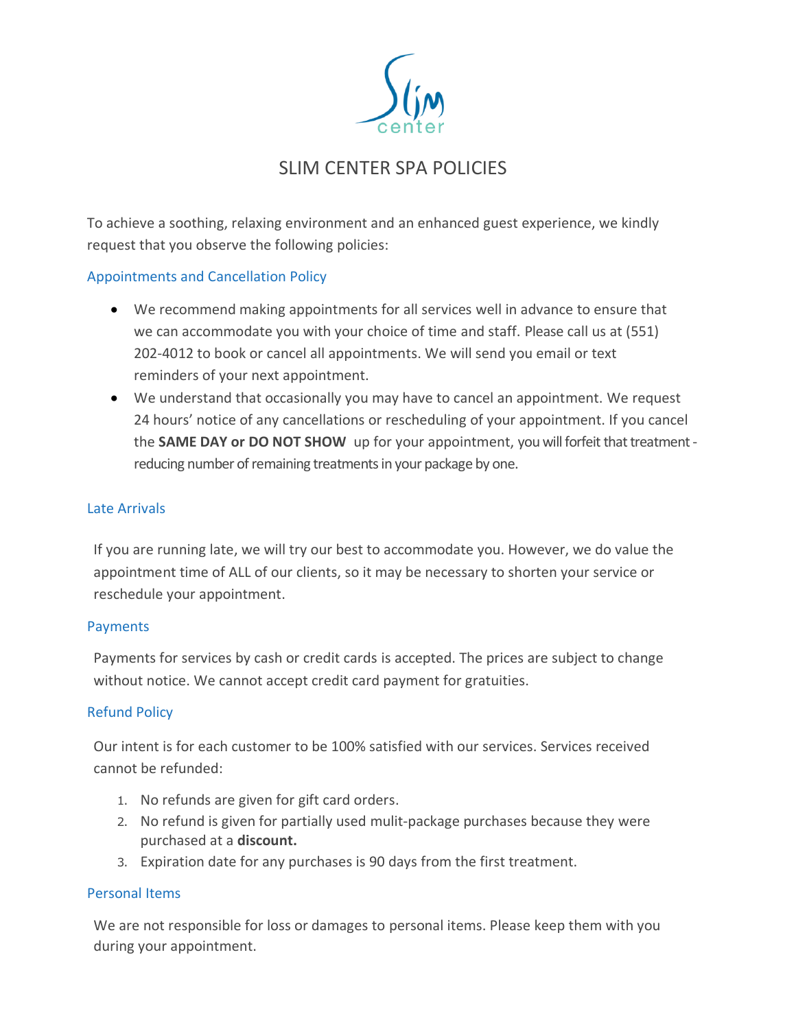# SLIM CENTER SPA POLICIES

To achieve a soothing, relaxing environment and an enhanced guest experience, we kindly request that you observe the following policies:

## Appointments and Cancellation Policy

- We recommend making appointments for all services well in advance to ensure that we can accommodate you with your choice of time and staff. Please call us at (551) 202-4012 to book or cancel all appointments. We will send you email or text reminders of your next appointment.
- We understand that occasionally you may have to cancel an appointment. We request 24 hours' notice of any cancellations or rescheduling of your appointment. If you cancel the **SAME DAY or DO NOT SHOW** up for your appointment, you will forfeit that treatment - reducing number of remaining treatments in your package by one.

## Late Arrivals

If you are running late, we will try our best to accommodate you. However, we do value the appointment time of ALL of our clients, so it may be necessary to shorten your service or reschedule your appointment.

## Payments

Payments for services by cash or credit cards is accepted. The prices are subject to change without notice. We cannot accept credit card payment for gratuities.

## Refund Policy

Our intent is for each customer to be 100% satisfied with our services. Services received cannot be refunded:

1. No refunds are given for gift card orders.
2. No refund is given for partially used mulit-package purchases because they were purchased at a **discount.**
3. Expiration date for any purchases is 90 days from the first treatment.

## Personal Items

We are not responsible for loss or damages to personal items. Please keep them with you during your appointment.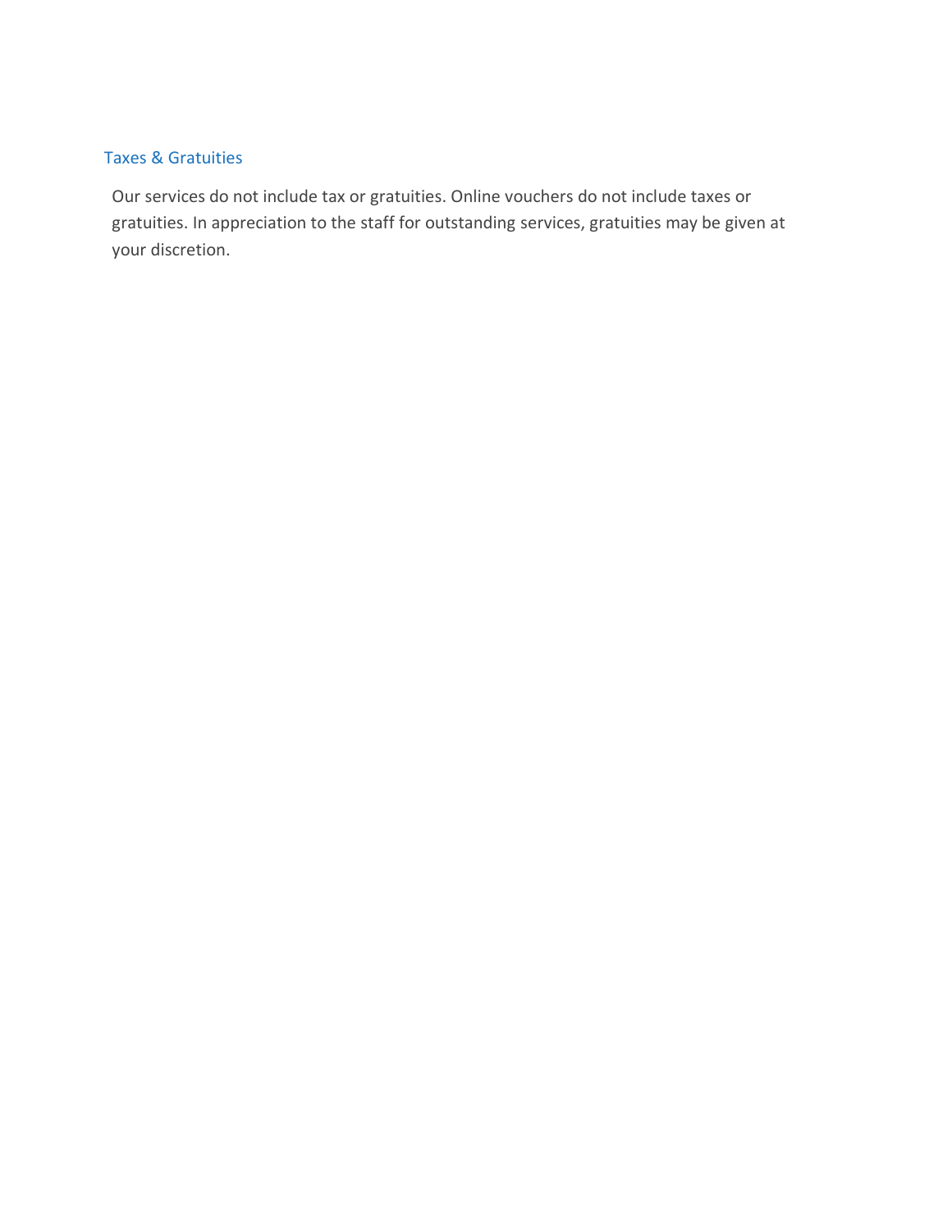## Taxes & Gratuities

Our services do not include tax or gratuities. Online vouchers do not include taxes or gratuities. In appreciation to the staff for outstanding services, gratuities may be given at your discretion.